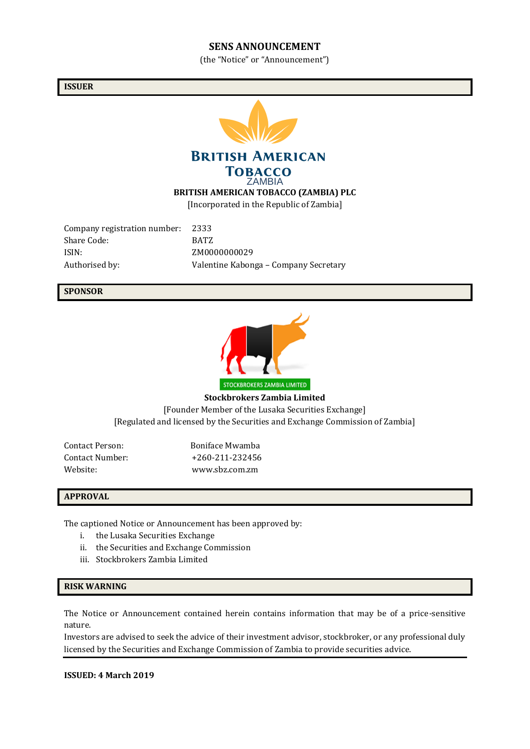# SENS ANNOUNCEMENT

(the "Notice" or "Announcement")

## ISSUER

BRITISH AMERICAN TOBACCO ZAMBIA

**BRITISH AMERICAN TOBACCO (ZAMBIA) PLC**

[Incorporated in the Republic of Zambia]

| | |
|---|---|
| Company registration number: | 2333 |
| Share Code: | BATZ |
| ISIN: | ZM0000000029 |
| Authorised by: | Valentine Kabonga – Company Secretary |

## SPONSOR

STOCKBROKERS ZAMBIA LIMITED

**Stockbrokers Zambia Limited**

[Founder Member of the Lusaka Securities Exchange]

[Regulated and licensed by the Securities and Exchange Commission of Zambia]

| | |
|---|---|
| Contact Person: | Boniface Mwamba |
| Contact Number: | +260-211-232456 |
| Website: | www.sbz.com.zm |

## APPROVAL

The captioned Notice or Announcement has been approved by:

i. the Lusaka Securities Exchange
ii. the Securities and Exchange Commission
iii. Stockbrokers Zambia Limited

## RISK WARNING

The Notice or Announcement contained herein contains information that may be of a price-sensitive nature.

Investors are advised to seek the advice of their investment advisor, stockbroker, or any professional duly licensed by the Securities and Exchange Commission of Zambia to provide securities advice.

**ISSUED: 4 March 2019**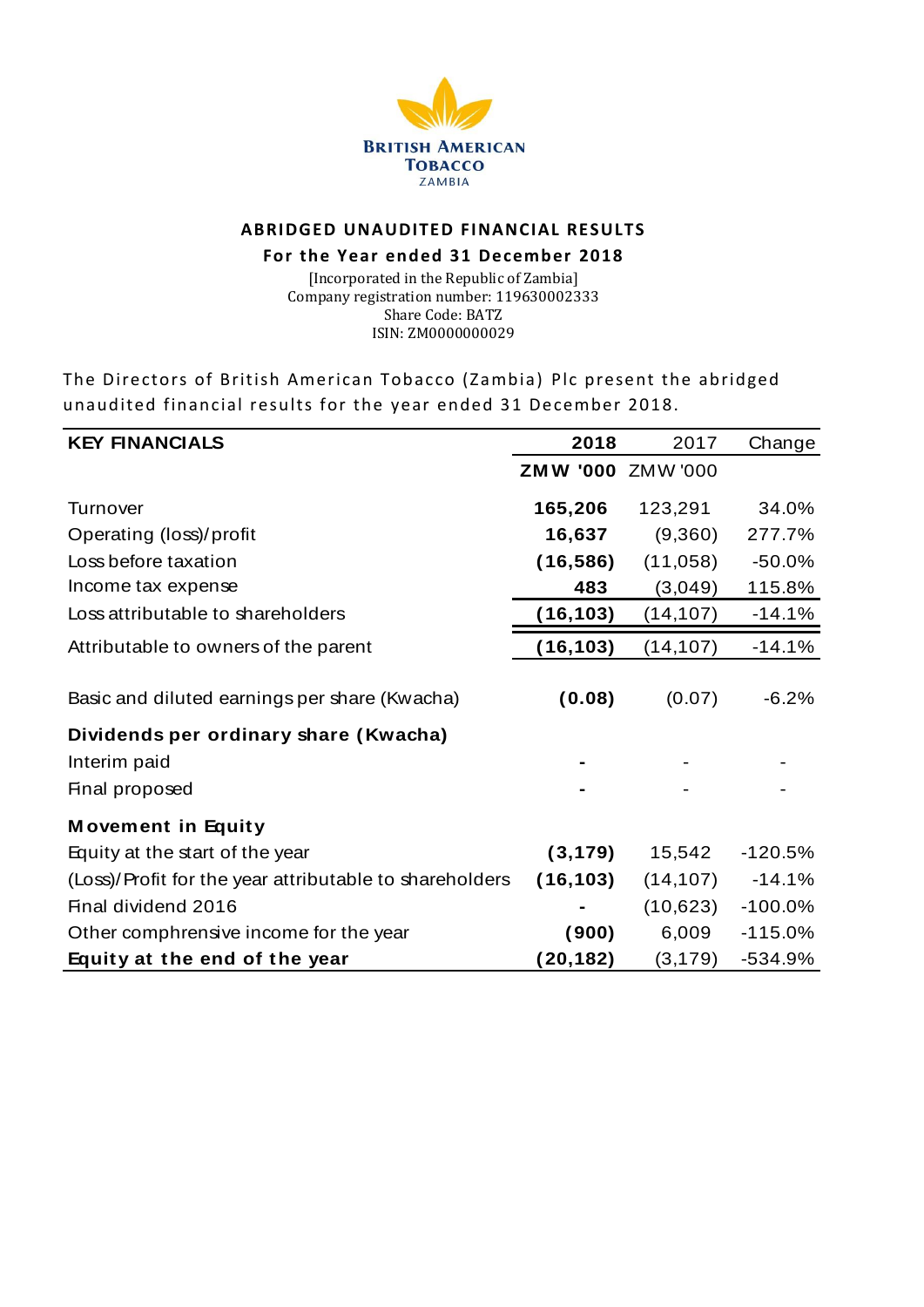BRITISH AMERICAN TOBACCO
ZAMBIA

## ABRIDGED UNAUDITED FINANCIAL RESULTS

### For the Year ended 31 December 2018

[Incorporated in the Republic of Zambia]
Company registration number: 119630002333
Share Code: BATZ
ISIN: ZM0000000029

The Directors of British American Tobacco (Zambia) Plc present the abridged unaudited financial results for the year ended 31 December 2018.

| KEY FINANCIALS | 2018 | 2017 | Change |
|---|---|---|---|
| | **ZMW '000** | ZMW '000 | |
| Turnover | **165,206** | 123,291 | 34.0% |
| Operating (loss)/profit | **16,637** | (9,360) | 277.7% |
| Loss before taxation | **(16,586)** | (11,058) | -50.0% |
| Income tax expense | **483** | (3,049) | 115.8% |
| Loss attributable to shareholders | **(16,103)** | (14,107) | -14.1% |
| Attributable to owners of the parent | **(16,103)** | (14,107) | -14.1% |
| Basic and diluted earnings per share (Kwacha) | **(0.08)** | (0.07) | -6.2% |
| **Dividends per ordinary share (Kwacha)** | | | |
| Interim paid | **-** | - | - |
| Final proposed | **-** | - | - |
| **Movement in Equity** | | | |
| Equity at the start of the year | **(3,179)** | 15,542 | -120.5% |
| (Loss)/Profit for the year attributable to shareholders | **(16,103)** | (14,107) | -14.1% |
| Final dividend 2016 | **-** | (10,623) | -100.0% |
| Other comphrensive income for the year | **(900)** | 6,009 | -115.0% |
| **Equity at the end of the year** | **(20,182)** | (3,179) | -534.9% |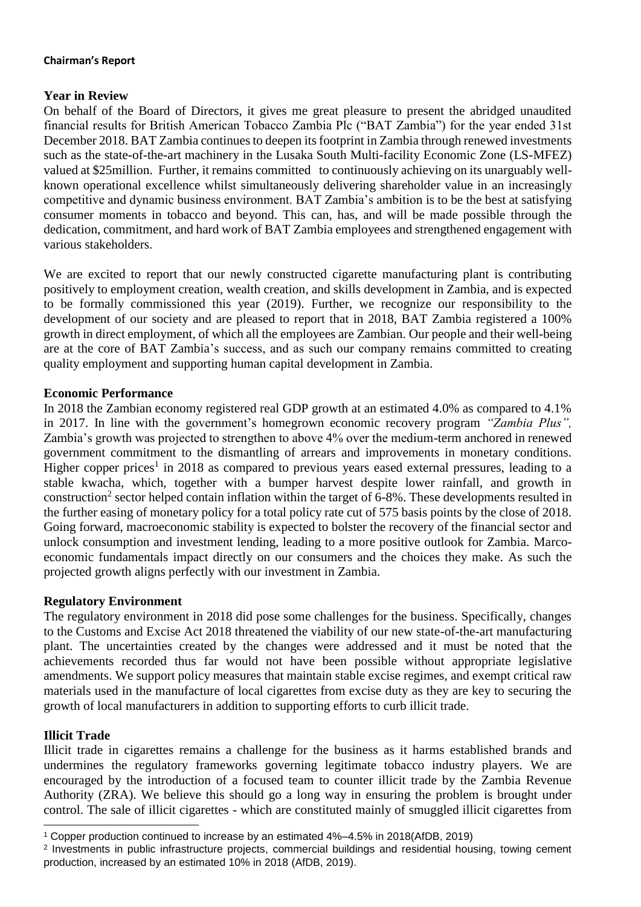**Chairman's Report**

## Year in Review

On behalf of the Board of Directors, it gives me great pleasure to present the abridged unaudited financial results for British American Tobacco Zambia Plc ("BAT Zambia") for the year ended 31st December 2018. BAT Zambia continues to deepen its footprint in Zambia through renewed investments such as the state-of-the-art machinery in the Lusaka South Multi-facility Economic Zone (LS-MFEZ) valued at \$25million. Further, it remains committed to continuously achieving on its unarguably well-known operational excellence whilst simultaneously delivering shareholder value in an increasingly competitive and dynamic business environment. BAT Zambia's ambition is to be the best at satisfying consumer moments in tobacco and beyond. This can, has, and will be made possible through the dedication, commitment, and hard work of BAT Zambia employees and strengthened engagement with various stakeholders.

We are excited to report that our newly constructed cigarette manufacturing plant is contributing positively to employment creation, wealth creation, and skills development in Zambia, and is expected to be formally commissioned this year (2019). Further, we recognize our responsibility to the development of our society and are pleased to report that in 2018, BAT Zambia registered a 100% growth in direct employment, of which all the employees are Zambian. Our people and their well-being are at the core of BAT Zambia's success, and as such our company remains committed to creating quality employment and supporting human capital development in Zambia.

## Economic Performance

In 2018 the Zambian economy registered real GDP growth at an estimated 4.0% as compared to 4.1% in 2017. In line with the government's homegrown economic recovery program *"Zambia Plus",* Zambia's growth was projected to strengthen to above 4% over the medium-term anchored in renewed government commitment to the dismantling of arrears and improvements in monetary conditions. Higher copper prices[1] in 2018 as compared to previous years eased external pressures, leading to a stable kwacha, which, together with a bumper harvest despite lower rainfall, and growth in construction[2] sector helped contain inflation within the target of 6-8%. These developments resulted in the further easing of monetary policy for a total policy rate cut of 575 basis points by the close of 2018. Going forward, macroeconomic stability is expected to bolster the recovery of the financial sector and unlock consumption and investment lending, leading to a more positive outlook for Zambia. Marco-economic fundamentals impact directly on our consumers and the choices they make. As such the projected growth aligns perfectly with our investment in Zambia.

## Regulatory Environment

The regulatory environment in 2018 did pose some challenges for the business. Specifically, changes to the Customs and Excise Act 2018 threatened the viability of our new state-of-the-art manufacturing plant. The uncertainties created by the changes were addressed and it must be noted that the achievements recorded thus far would not have been possible without appropriate legislative amendments. We support policy measures that maintain stable excise regimes, and exempt critical raw materials used in the manufacture of local cigarettes from excise duty as they are key to securing the growth of local manufacturers in addition to supporting efforts to curb illicit trade.

## Illicit Trade

Illicit trade in cigarettes remains a challenge for the business as it harms established brands and undermines the regulatory frameworks governing legitimate tobacco industry players. We are encouraged by the introduction of a focused team to counter illicit trade by the Zambia Revenue Authority (ZRA). We believe this should go a long way in ensuring the problem is brought under control. The sale of illicit cigarettes - which are constituted mainly of smuggled illicit cigarettes from

---

[1] Copper production continued to increase by an estimated 4%–4.5% in 2018(AfDB, 2019)

[2] Investments in public infrastructure projects, commercial buildings and residential housing, towing cement production, increased by an estimated 10% in 2018 (AfDB, 2019).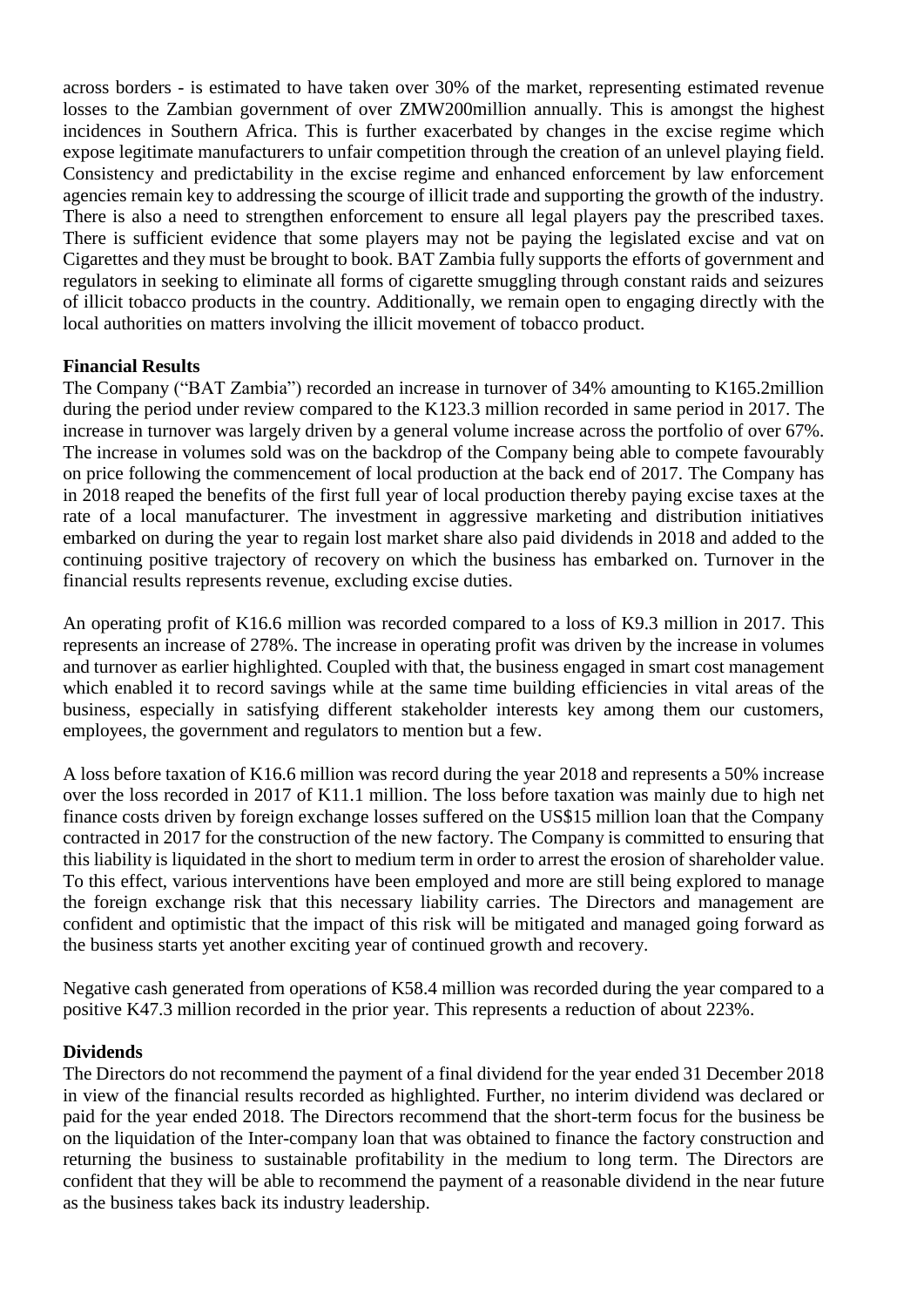across borders - is estimated to have taken over 30% of the market, representing estimated revenue losses to the Zambian government of over ZMW200million annually. This is amongst the highest incidences in Southern Africa. This is further exacerbated by changes in the excise regime which expose legitimate manufacturers to unfair competition through the creation of an unlevel playing field. Consistency and predictability in the excise regime and enhanced enforcement by law enforcement agencies remain key to addressing the scourge of illicit trade and supporting the growth of the industry. There is also a need to strengthen enforcement to ensure all legal players pay the prescribed taxes. There is sufficient evidence that some players may not be paying the legislated excise and vat on Cigarettes and they must be brought to book. BAT Zambia fully supports the efforts of government and regulators in seeking to eliminate all forms of cigarette smuggling through constant raids and seizures of illicit tobacco products in the country. Additionally, we remain open to engaging directly with the local authorities on matters involving the illicit movement of tobacco product.

**Financial Results**

The Company ("BAT Zambia") recorded an increase in turnover of 34% amounting to K165.2million during the period under review compared to the K123.3 million recorded in same period in 2017. The increase in turnover was largely driven by a general volume increase across the portfolio of over 67%. The increase in volumes sold was on the backdrop of the Company being able to compete favourably on price following the commencement of local production at the back end of 2017. The Company has in 2018 reaped the benefits of the first full year of local production thereby paying excise taxes at the rate of a local manufacturer. The investment in aggressive marketing and distribution initiatives embarked on during the year to regain lost market share also paid dividends in 2018 and added to the continuing positive trajectory of recovery on which the business has embarked on. Turnover in the financial results represents revenue, excluding excise duties.

An operating profit of K16.6 million was recorded compared to a loss of K9.3 million in 2017. This represents an increase of 278%. The increase in operating profit was driven by the increase in volumes and turnover as earlier highlighted. Coupled with that, the business engaged in smart cost management which enabled it to record savings while at the same time building efficiencies in vital areas of the business, especially in satisfying different stakeholder interests key among them our customers, employees, the government and regulators to mention but a few.

A loss before taxation of K16.6 million was record during the year 2018 and represents a 50% increase over the loss recorded in 2017 of K11.1 million. The loss before taxation was mainly due to high net finance costs driven by foreign exchange losses suffered on the US$15 million loan that the Company contracted in 2017 for the construction of the new factory. The Company is committed to ensuring that this liability is liquidated in the short to medium term in order to arrest the erosion of shareholder value. To this effect, various interventions have been employed and more are still being explored to manage the foreign exchange risk that this necessary liability carries. The Directors and management are confident and optimistic that the impact of this risk will be mitigated and managed going forward as the business starts yet another exciting year of continued growth and recovery.

Negative cash generated from operations of K58.4 million was recorded during the year compared to a positive K47.3 million recorded in the prior year. This represents a reduction of about 223%.

**Dividends**

The Directors do not recommend the payment of a final dividend for the year ended 31 December 2018 in view of the financial results recorded as highlighted. Further, no interim dividend was declared or paid for the year ended 2018. The Directors recommend that the short-term focus for the business be on the liquidation of the Inter-company loan that was obtained to finance the factory construction and returning the business to sustainable profitability in the medium to long term. The Directors are confident that they will be able to recommend the payment of a reasonable dividend in the near future as the business takes back its industry leadership.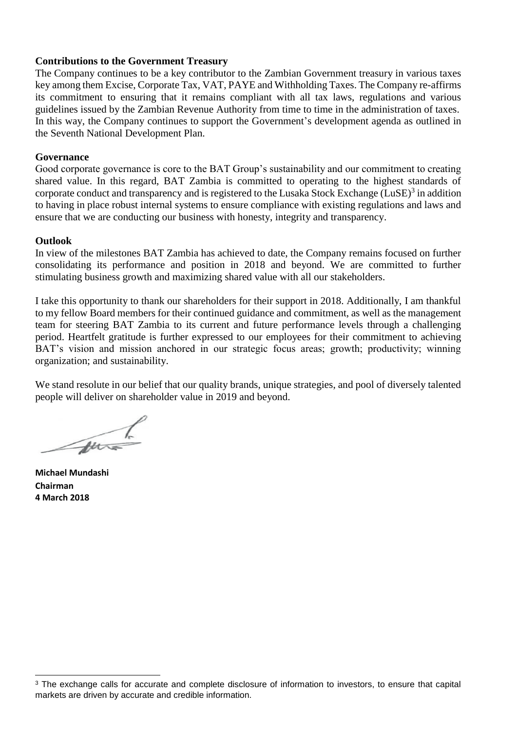**Contributions to the Government Treasury**

The Company continues to be a key contributor to the Zambian Government treasury in various taxes key among them Excise, Corporate Tax, VAT, PAYE and Withholding Taxes. The Company re-affirms its commitment to ensuring that it remains compliant with all tax laws, regulations and various guidelines issued by the Zambian Revenue Authority from time to time in the administration of taxes. In this way, the Company continues to support the Government's development agenda as outlined in the Seventh National Development Plan.

**Governance**

Good corporate governance is core to the BAT Group's sustainability and our commitment to creating shared value. In this regard, BAT Zambia is committed to operating to the highest standards of corporate conduct and transparency and is registered to the Lusaka Stock Exchange (LuSE)[3] in addition to having in place robust internal systems to ensure compliance with existing regulations and laws and ensure that we are conducting our business with honesty, integrity and transparency.

**Outlook**

In view of the milestones BAT Zambia has achieved to date, the Company remains focused on further consolidating its performance and position in 2018 and beyond. We are committed to further stimulating business growth and maximizing shared value with all our stakeholders.

I take this opportunity to thank our shareholders for their support in 2018. Additionally, I am thankful to my fellow Board members for their continued guidance and commitment, as well as the management team for steering BAT Zambia to its current and future performance levels through a challenging period. Heartfelt gratitude is further expressed to our employees for their commitment to achieving BAT's vision and mission anchored in our strategic focus areas; growth; productivity; winning organization; and sustainability.

We stand resolute in our belief that our quality brands, unique strategies, and pool of diversely talented people will deliver on shareholder value in 2019 and beyond.

**Michael Mundashi**
**Chairman**
**4 March 2018**

[3] The exchange calls for accurate and complete disclosure of information to investors, to ensure that capital markets are driven by accurate and credible information.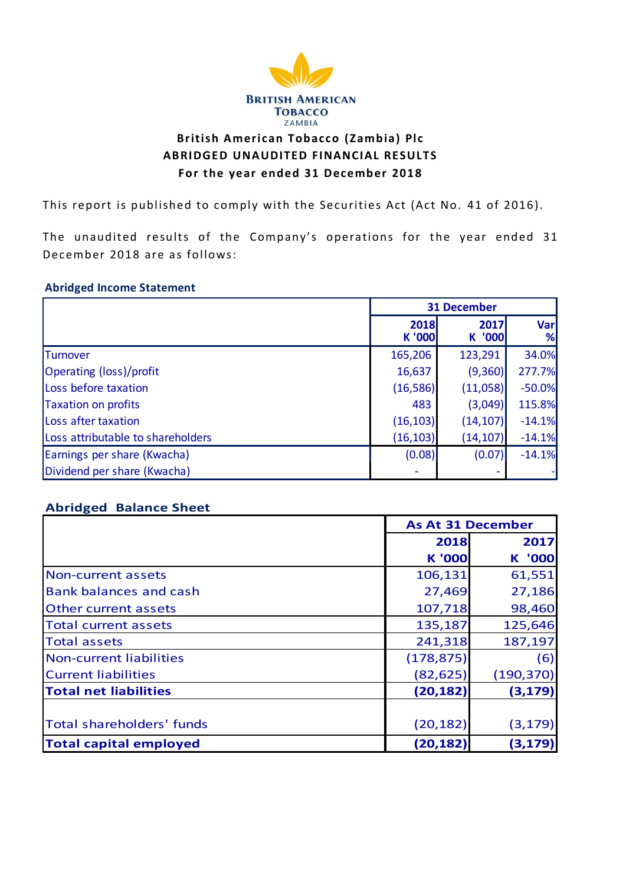**British American Tobacco**
**Zambia**

# British American Tobacco (Zambia) Plc
## ABRIDGED UNAUDITED FINANCIAL RESULTS
## For the year ended 31 December 2018

This report is published to comply with the Securities Act (Act No. 41 of 2016).

The unaudited results of the Company's operations for the year ended 31 December 2018 are as follows:

### Abridged Income Statement

| | 31 December | | |
|---|---|---|---|
| | 2018 K '000 | 2017 K '000 | Var % |
| Turnover | 165,206 | 123,291 | 34.0% |
| Operating (loss)/profit | 16,637 | (9,360) | 277.7% |
| Loss before taxation | (16,586) | (11,058) | -50.0% |
| Taxation on profits | 483 | (3,049) | 115.8% |
| Loss after taxation | (16,103) | (14,107) | -14.1% |
| Loss attributable to shareholders | (16,103) | (14,107) | -14.1% |
| Earnings per share (Kwacha) | (0.08) | (0.07) | -14.1% |
| Dividend per share (Kwacha) | - | - | - |

### Abridged Balance Sheet

| | As At 31 December | |
|---|---|---|
| | 2018 K '000 | 2017 K '000 |
| Non-current assets | 106,131 | 61,551 |
| Bank balances and cash | 27,469 | 27,186 |
| Other current assets | 107,718 | 98,460 |
| Total current assets | 135,187 | 125,646 |
| Total assets | 241,318 | 187,197 |
| Non-current liabilities | (178,875) | (6) |
| Current liabilities | (82,625) | (190,370) |
| **Total net liabilities** | **(20,182)** | **(3,179)** |
| | | |
| Total shareholders' funds | (20,182) | (3,179) |
| **Total capital employed** | **(20,182)** | **(3,179)** |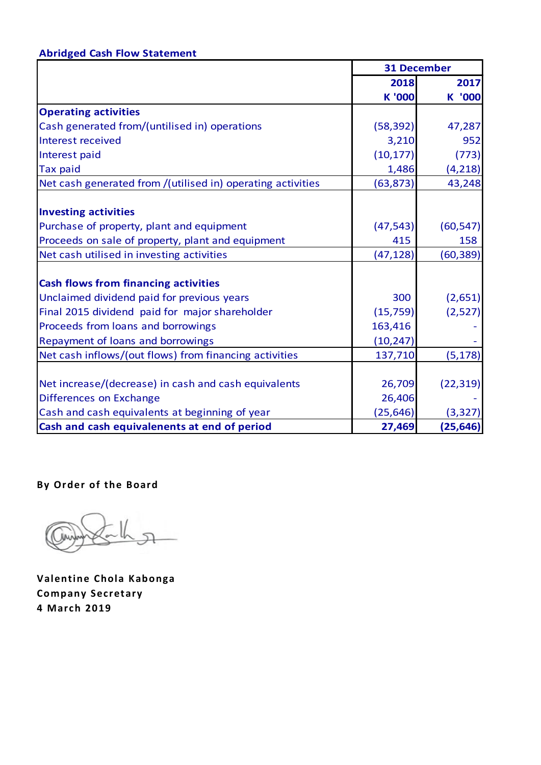## Abridged Cash Flow Statement

| | 31 December | |
|---|---|---|
| | **2018** | **2017** |
| | **K '000** | **K '000** |
| **Operating activities** | | |
| Cash generated from/(untilised in) operations | (58,392) | 47,287 |
| Interest received | 3,210 | 952 |
| Interest paid | (10,177) | (773) |
| Tax paid | 1,486 | (4,218) |
| Net cash generated from /(utilised in) operating activities | (63,873) | 43,248 |
| | | |
| **Investing activities** | | |
| Purchase of property, plant and equipment | (47,543) | (60,547) |
| Proceeds on sale of property, plant and equipment | 415 | 158 |
| Net cash utilised in investing activities | (47,128) | (60,389) |
| | | |
| **Cash flows from financing activities** | | |
| Unclaimed dividend paid for previous years | 300 | (2,651) |
| Final 2015 dividend paid for major shareholder | (15,759) | (2,527) |
| Proceeds from loans and borrowings | 163,416 | - |
| Repayment of loans and borrowings | (10,247) | - |
| Net cash inflows/(out flows) from financing activities | 137,710 | (5,178) |
| | | |
| Net increase/(decrease) in cash and cash equivalents | 26,709 | (22,319) |
| Differences on Exchange | 26,406 | - |
| Cash and cash equivalents at beginning of year | (25,646) | (3,327) |
| **Cash and cash equivalenents at end of period** | **27,469** | **(25,646)** |

**By Order of the Board**

**Valentine Chola Kabonga**
**Company Secretary**
**4 March 2019**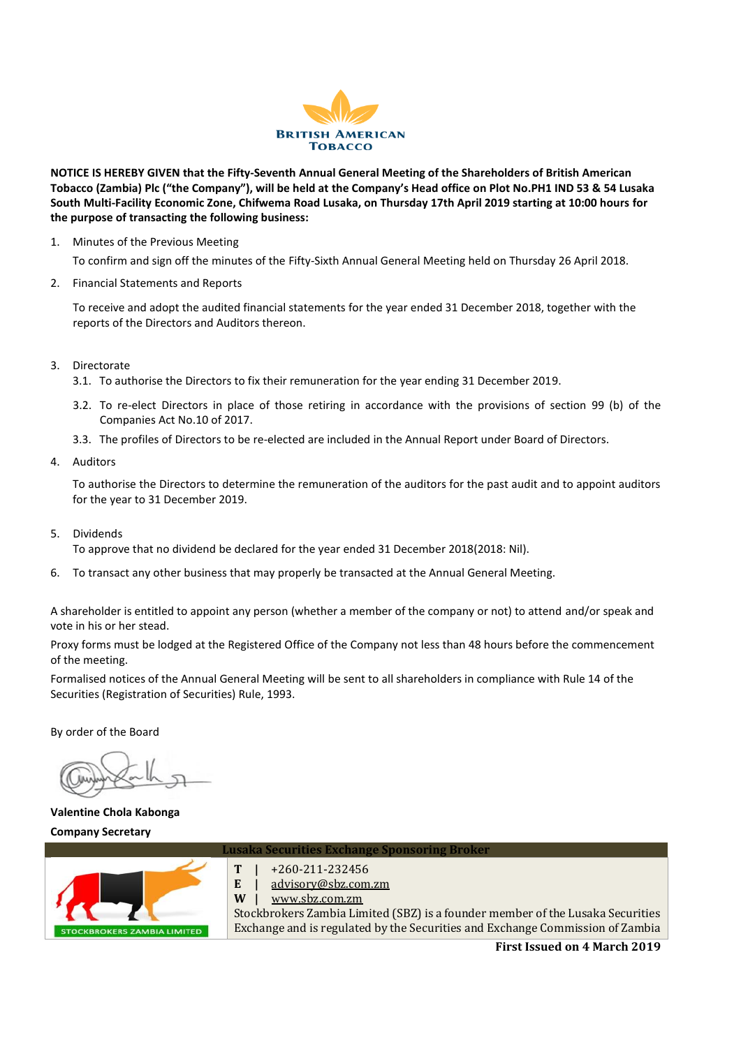**BRITISH AMERICAN TOBACCO**

**NOTICE IS HEREBY GIVEN that the Fifty-Seventh Annual General Meeting of the Shareholders of British American Tobacco (Zambia) Plc ("the Company"), will be held at the Company's Head office on Plot No.PH1 IND 53 & 54 Lusaka South Multi-Facility Economic Zone, Chifwema Road Lusaka, on Thursday 17th April 2019 starting at 10:00 hours for the purpose of transacting the following business:**

1. Minutes of the Previous Meeting

   To confirm and sign off the minutes of the Fifty-Sixth Annual General Meeting held on Thursday 26 April 2018.

2. Financial Statements and Reports

   To receive and adopt the audited financial statements for the year ended 31 December 2018, together with the reports of the Directors and Auditors thereon.

3. Directorate
   - 3.1. To authorise the Directors to fix their remuneration for the year ending 31 December 2019.
   - 3.2. To re-elect Directors in place of those retiring in accordance with the provisions of section 99 (b) of the Companies Act No.10 of 2017.
   - 3.3. The profiles of Directors to be re-elected are included in the Annual Report under Board of Directors.

4. Auditors

   To authorise the Directors to determine the remuneration of the auditors for the past audit and to appoint auditors for the year to 31 December 2019.

5. Dividends

   To approve that no dividend be declared for the year ended 31 December 2018(2018: Nil).

6. To transact any other business that may properly be transacted at the Annual General Meeting.

A shareholder is entitled to appoint any person (whether a member of the company or not) to attend and/or speak and vote in his or her stead.

Proxy forms must be lodged at the Registered Office of the Company not less than 48 hours before the commencement of the meeting.

Formalised notices of the Annual General Meeting will be sent to all shareholders in compliance with Rule 14 of the Securities (Registration of Securities) Rule, 1993.

By order of the Board

**Valentine Chola Kabonga**

**Company Secretary**

**Lusaka Securities Exchange Sponsoring Broker**

STOCKBROKERS ZAMBIA LIMITED

**T** | +260-211-232456
**E** | advisory@sbz.com.zm
**W** | www.sbz.com.zm

Stockbrokers Zambia Limited (SBZ) is a founder member of the Lusaka Securities Exchange and is regulated by the Securities and Exchange Commission of Zambia

**First Issued on 4 March 2019**